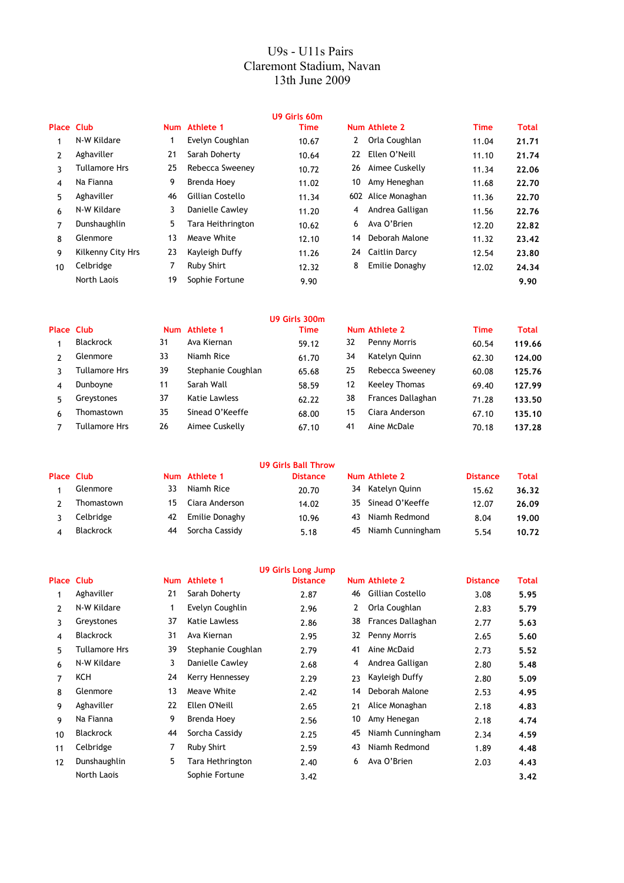# U9s - U11s Pairs
# Claremont Stadium, Navan
# 13th June 2009

## U9 Girls 60m

| Place | Club | Num | Athlete 1 | Time | Num | Athlete 2 | Time | Total |
|---|---|---|---|---|---|---|---|---|
| 1 | N-W Kildare | 1 | Evelyn Coughlan | 10.67 | 2 | Orla Coughlan | 11.04 | **21.71** |
| 2 | Aghaviller | 21 | Sarah Doherty | 10.64 | 22 | Ellen O'Neill | 11.10 | **21.74** |
| 3 | Tullamore Hrs | 25 | Rebecca Sweeney | 10.72 | 26 | Aimee Cuskelly | 11.34 | **22.06** |
| 4 | Na Fianna | 9 | Brenda Hoey | 11.02 | 10 | Amy Heneghan | 11.68 | **22.70** |
| 5 | Aghaviller | 46 | Gillian Costello | 11.34 | 602 | Alice Monaghan | 11.36 | **22.70** |
| 6 | N-W Kildare | 3 | Danielle Cawley | 11.20 | 4 | Andrea Galligan | 11.56 | **22.76** |
| 7 | Dunshaughlin | 5 | Tara Heithrington | 10.62 | 6 | Ava O'Brien | 12.20 | **22.82** |
| 8 | Glenmore | 13 | Meave White | 12.10 | 14 | Deborah Malone | 11.32 | **23.42** |
| 9 | Kilkenny City Hrs | 23 | Kayleigh Duffy | 11.26 | 24 | Caitlin Darcy | 12.54 | **23.80** |
| 10 | Celbridge | 7 | Ruby Shirt | 12.32 | 8 | Emilie Donaghy | 12.02 | **24.34** |
| | North Laois | 19 | Sophie Fortune | 9.90 | | | | **9.90** |

## U9 Girls 300m

| Place | Club | Num | Athlete 1 | Time | Num | Athlete 2 | Time | Total |
|---|---|---|---|---|---|---|---|---|
| 1 | Blackrock | 31 | Ava Kiernan | 59.12 | 32 | Penny Morris | 60.54 | **119.66** |
| 2 | Glenmore | 33 | Niamh Rice | 61.70 | 34 | Katelyn Quinn | 62.30 | **124.00** |
| 3 | Tullamore Hrs | 39 | Stephanie Coughlan | 65.68 | 25 | Rebecca Sweeney | 60.08 | **125.76** |
| 4 | Dunboyne | 11 | Sarah Wall | 58.59 | 12 | Keeley Thomas | 69.40 | **127.99** |
| 5 | Greystones | 37 | Katie Lawless | 62.22 | 38 | Frances Dallaghan | 71.28 | **133.50** |
| 6 | Thomastown | 35 | Sinead O'Keeffe | 68.00 | 15 | Ciara Anderson | 67.10 | **135.10** |
| 7 | Tullamore Hrs | 26 | Aimee Cuskelly | 67.10 | 41 | Aine McDale | 70.18 | **137.28** |

## U9 Girls Ball Throw

| Place | Club | Num | Athlete 1 | Distance | Num | Athlete 2 | Distance | Total |
|---|---|---|---|---|---|---|---|---|
| 1 | Glenmore | 33 | Niamh Rice | 20.70 | 34 | Katelyn Quinn | 15.62 | **36.32** |
| 2 | Thomastown | 15 | Ciara Anderson | 14.02 | 35 | Sinead O'Keeffe | 12.07 | **26.09** |
| 3 | Celbridge | 42 | Emilie Donaghy | 10.96 | 43 | Niamh Redmond | 8.04 | **19.00** |
| 4 | Blackrock | 44 | Sorcha Cassidy | 5.18 | 45 | Niamh Cunningham | 5.54 | **10.72** |

## U9 Girls Long Jump

| Place | Club | Num | Athlete 1 | Distance | Num | Athlete 2 | Distance | Total |
|---|---|---|---|---|---|---|---|---|
| 1 | Aghaviller | 21 | Sarah Doherty | 2.87 | 46 | Gillian Costello | 3.08 | **5.95** |
| 2 | N-W Kildare | 1 | Evelyn Coughlin | 2.96 | 2 | Orla Coughlan | 2.83 | **5.79** |
| 3 | Greystones | 37 | Katie Lawless | 2.86 | 38 | Frances Dallaghan | 2.77 | **5.63** |
| 4 | Blackrock | 31 | Ava Kiernan | 2.95 | 32 | Penny Morris | 2.65 | **5.60** |
| 5 | Tullamore Hrs | 39 | Stephanie Coughlan | 2.79 | 41 | Aine McDaid | 2.73 | **5.52** |
| 6 | N-W Kildare | 3 | Danielle Cawley | 2.68 | 4 | Andrea Galligan | 2.80 | **5.48** |
| 7 | KCH | 24 | Kerry Hennessey | 2.29 | 23 | Kayleigh Duffy | 2.80 | **5.09** |
| 8 | Glenmore | 13 | Meave White | 2.42 | 14 | Deborah Malone | 2.53 | **4.95** |
| 9 | Aghaviller | 22 | Ellen O'Neill | 2.65 | 21 | Alice Monaghan | 2.18 | **4.83** |
| 9 | Na Fianna | 9 | Brenda Hoey | 2.56 | 10 | Amy Henegan | 2.18 | **4.74** |
| 10 | Blackrock | 44 | Sorcha Cassidy | 2.25 | 45 | Niamh Cunningham | 2.34 | **4.59** |
| 11 | Celbridge | 7 | Ruby Shirt | 2.59 | 43 | Niamh Redmond | 1.89 | **4.48** |
| 12 | Dunshaughlin | 5 | Tara Hethrington | 2.40 | 6 | Ava O'Brien | 2.03 | **4.43** |
| | North Laois | | Sophie Fortune | 3.42 | | | | **3.42** |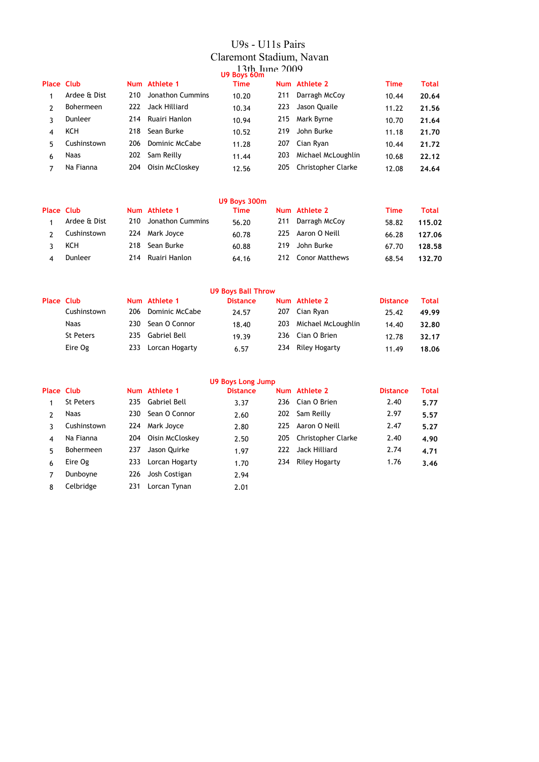# U9s - U11s Pairs
## Claremont Stadium, Navan
## 13th June 2009

### U9 Boys 60m

| Place | Club | Num | Athlete 1 | Time | Num | Athlete 2 | Time | Total |
|---|---|---|---|---|---|---|---|---|
| 1 | Ardee & Dist | 210 | Jonathon Cummins | 10.20 | 211 | Darragh McCoy | 10.44 | **20.64** |
| 2 | Bohermeen | 222 | Jack Hilliard | 10.34 | 223 | Jason Quaile | 11.22 | **21.56** |
| 3 | Dunleer | 214 | Ruairi Hanlon | 10.94 | 215 | Mark Byrne | 10.70 | **21.64** |
| 4 | KCH | 218 | Sean Burke | 10.52 | 219 | John Burke | 11.18 | **21.70** |
| 5 | Cushinstown | 206 | Dominic McCabe | 11.28 | 207 | Cian Ryan | 10.44 | **21.72** |
| 6 | Naas | 202 | Sam Reilly | 11.44 | 203 | Michael McLoughlin | 10.68 | **22.12** |
| 7 | Na Fianna | 204 | Oisin McCloskey | 12.56 | 205 | Christopher Clarke | 12.08 | **24.64** |

### U9 Boys 300m

| Place | Club | Num | Athlete 1 | Time | Num | Athlete 2 | Time | Total |
|---|---|---|---|---|---|---|---|---|
| 1 | Ardee & Dist | 210 | Jonathon Cummins | 56.20 | 211 | Darragh McCoy | 58.82 | **115.02** |
| 2 | Cushinstown | 224 | Mark Joyce | 60.78 | 225 | Aaron O Neill | 66.28 | **127.06** |
| 3 | KCH | 218 | Sean Burke | 60.88 | 219 | John Burke | 67.70 | **128.58** |
| 4 | Dunleer | 214 | Ruairi Hanlon | 64.16 | 212 | Conor Matthews | 68.54 | **132.70** |

### U9 Boys Ball Throw

| Place | Club | Num | Athlete 1 | Distance | Num | Athlete 2 | Distance | Total |
|---|---|---|---|---|---|---|---|---|
| | Cushinstown | 206 | Dominic McCabe | 24.57 | 207 | Cian Ryan | 25.42 | **49.99** |
| | Naas | 230 | Sean O Connor | 18.40 | 203 | Michael McLoughlin | 14.40 | **32.80** |
| | St Peters | 235 | Gabriel Bell | 19.39 | 236 | Cian O Brien | 12.78 | **32.17** |
| | Eire Og | 233 | Lorcan Hogarty | 6.57 | 234 | Riley Hogarty | 11.49 | **18.06** |

### U9 Boys Long Jump

| Place | Club | Num | Athlete 1 | Distance | Num | Athlete 2 | Distance | Total |
|---|---|---|---|---|---|---|---|---|
| 1 | St Peters | 235 | Gabriel Bell | 3.37 | 236 | Cian O Brien | 2.40 | **5.77** |
| 2 | Naas | 230 | Sean O Connor | 2.60 | 202 | Sam Reilly | 2.97 | **5.57** |
| 3 | Cushinstown | 224 | Mark Joyce | 2.80 | 225 | Aaron O Neill | 2.47 | **5.27** |
| 4 | Na Fianna | 204 | Oisin McCloskey | 2.50 | 205 | Christopher Clarke | 2.40 | **4.90** |
| 5 | Bohermeen | 237 | Jason Quirke | 1.97 | 222 | Jack Hilliard | 2.74 | **4.71** |
| 6 | Eire Og | 233 | Lorcan Hogarty | 1.70 | 234 | Riley Hogarty | 1.76 | **3.46** |
| 7 | Dunboyne | 226 | Josh Costigan | 2.94 | | | | |
| 8 | Celbridge | 231 | Lorcan Tynan | 2.01 | | | | |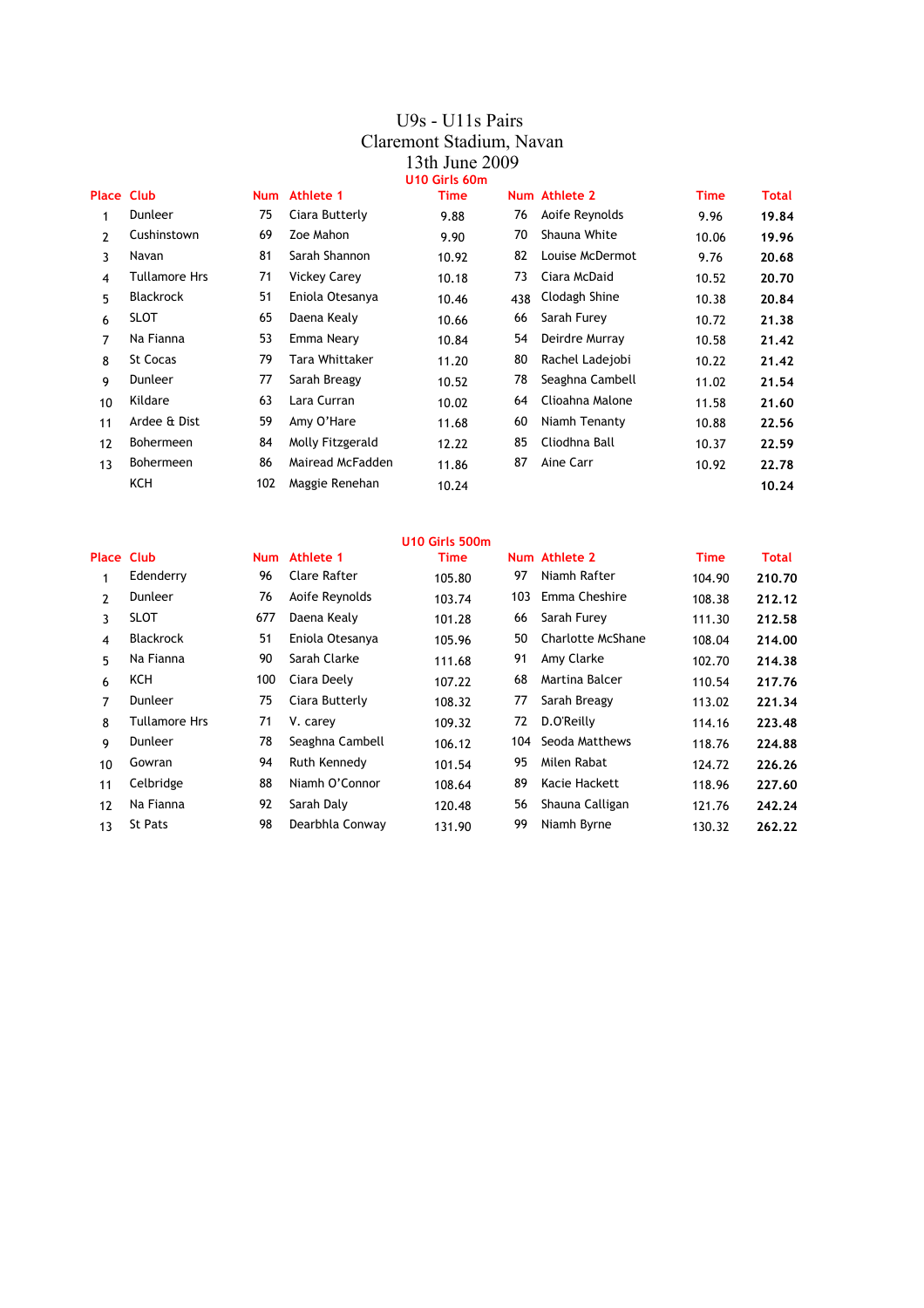# U9s - U11s Pairs
# Claremont Stadium, Navan
# 13th June 2009

## U10 Girls 60m

| Place | Club | Num | Athlete 1 | Time | Num | Athlete 2 | Time | Total |
|---|---|---|---|---|---|---|---|---|
| 1 | Dunleer | 75 | Ciara Butterly | 9.88 | 76 | Aoife Reynolds | 9.96 | **19.84** |
| 2 | Cushinstown | 69 | Zoe Mahon | 9.90 | 70 | Shauna White | 10.06 | **19.96** |
| 3 | Navan | 81 | Sarah Shannon | 10.92 | 82 | Louise McDermot | 9.76 | **20.68** |
| 4 | Tullamore Hrs | 71 | Vickey Carey | 10.18 | 73 | Ciara McDaid | 10.52 | **20.70** |
| 5 | Blackrock | 51 | Eniola Otesanya | 10.46 | 438 | Clodagh Shine | 10.38 | **20.84** |
| 6 | SLOT | 65 | Daena Kealy | 10.66 | 66 | Sarah Furey | 10.72 | **21.38** |
| 7 | Na Fianna | 53 | Emma Neary | 10.84 | 54 | Deirdre Murray | 10.58 | **21.42** |
| 8 | St Cocas | 79 | Tara Whittaker | 11.20 | 80 | Rachel Ladejobi | 10.22 | **21.42** |
| 9 | Dunleer | 77 | Sarah Breagy | 10.52 | 78 | Seaghna Cambell | 11.02 | **21.54** |
| 10 | Kildare | 63 | Lara Curran | 10.02 | 64 | Clioahna Malone | 11.58 | **21.60** |
| 11 | Ardee & Dist | 59 | Amy O'Hare | 11.68 | 60 | Niamh Tenanty | 10.88 | **22.56** |
| 12 | Bohermeen | 84 | Molly Fitzgerald | 12.22 | 85 | Cliodhna Ball | 10.37 | **22.59** |
| 13 | Bohermeen | 86 | Mairead McFadden | 11.86 | 87 | Aine Carr | 10.92 | **22.78** |
| | KCH | 102 | Maggie Renehan | 10.24 | | | | **10.24** |

## U10 Girls 500m

| Place | Club | Num | Athlete 1 | Time | Num | Athlete 2 | Time | Total |
|---|---|---|---|---|---|---|---|---|
| 1 | Edenderry | 96 | Clare Rafter | 105.80 | 97 | Niamh Rafter | 104.90 | **210.70** |
| 2 | Dunleer | 76 | Aoife Reynolds | 103.74 | 103 | Emma Cheshire | 108.38 | **212.12** |
| 3 | SLOT | 677 | Daena Kealy | 101.28 | 66 | Sarah Furey | 111.30 | **212.58** |
| 4 | Blackrock | 51 | Eniola Otesanya | 105.96 | 50 | Charlotte McShane | 108.04 | **214.00** |
| 5 | Na Fianna | 90 | Sarah Clarke | 111.68 | 91 | Amy Clarke | 102.70 | **214.38** |
| 6 | KCH | 100 | Ciara Deely | 107.22 | 68 | Martina Balcer | 110.54 | **217.76** |
| 7 | Dunleer | 75 | Ciara Butterly | 108.32 | 77 | Sarah Breagy | 113.02 | **221.34** |
| 8 | Tullamore Hrs | 71 | V. carey | 109.32 | 72 | D.O'Reilly | 114.16 | **223.48** |
| 9 | Dunleer | 78 | Seaghna Cambell | 106.12 | 104 | Seoda Matthews | 118.76 | **224.88** |
| 10 | Gowran | 94 | Ruth Kennedy | 101.54 | 95 | Milen Rabat | 124.72 | **226.26** |
| 11 | Celbridge | 88 | Niamh O'Connor | 108.64 | 89 | Kacie Hackett | 118.96 | **227.60** |
| 12 | Na Fianna | 92 | Sarah Daly | 120.48 | 56 | Shauna Calligan | 121.76 | **242.24** |
| 13 | St Pats | 98 | Dearbhla Conway | 131.90 | 99 | Niamh Byrne | 130.32 | **262.22** |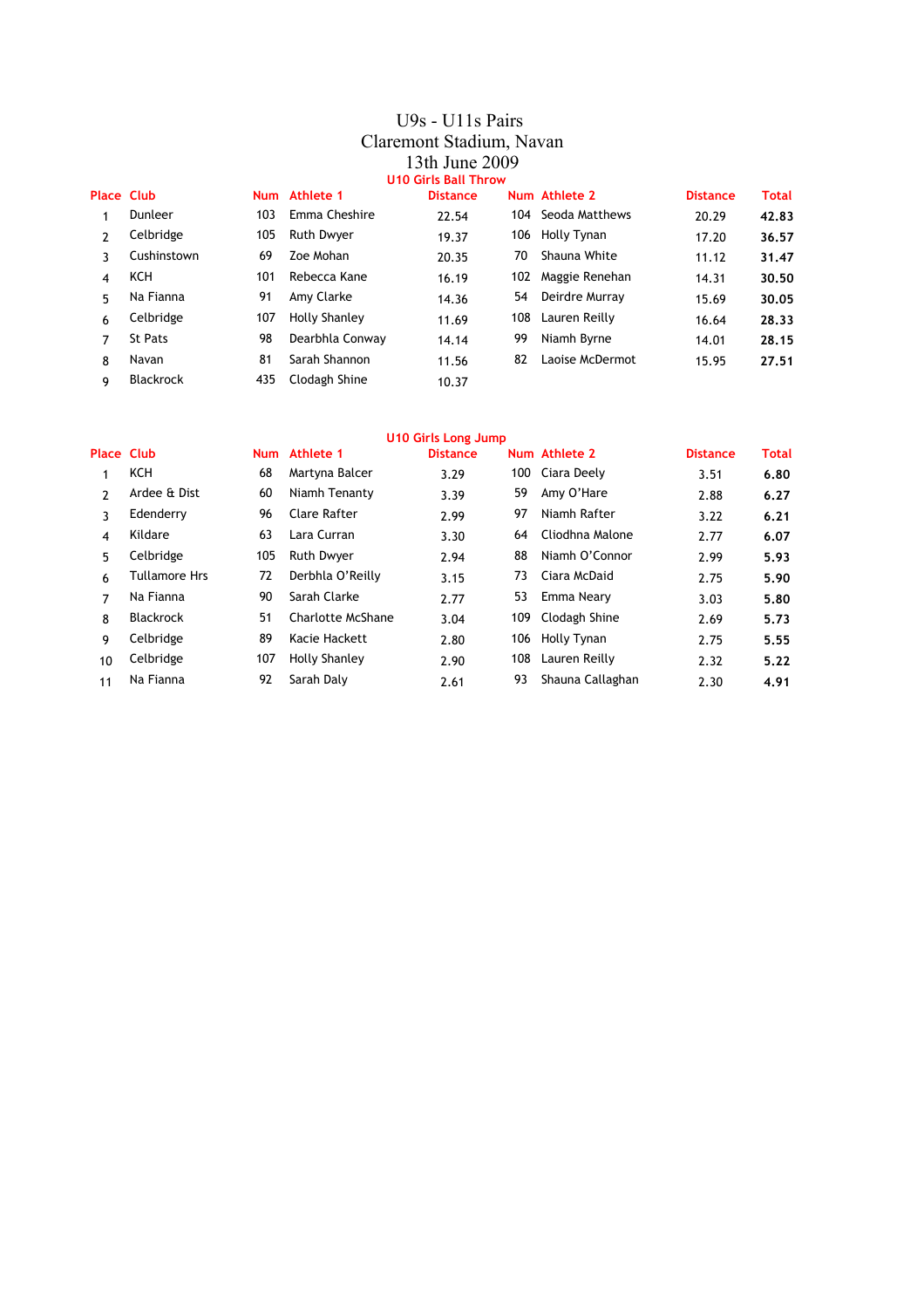# U9s - U11s Pairs
## Claremont Stadium, Navan
## 13th June 2009

### U10 Girls Ball Throw

| Place | Club | Num | Athlete 1 | Distance | Num | Athlete 2 | Distance | Total |
|---|---|---|---|---|---|---|---|---|
| 1 | Dunleer | 103 | Emma Cheshire | 22.54 | 104 | Seoda Matthews | 20.29 | **42.83** |
| 2 | Celbridge | 105 | Ruth Dwyer | 19.37 | 106 | Holly Tynan | 17.20 | **36.57** |
| 3 | Cushinstown | 69 | Zoe Mohan | 20.35 | 70 | Shauna White | 11.12 | **31.47** |
| 4 | KCH | 101 | Rebecca Kane | 16.19 | 102 | Maggie Renehan | 14.31 | **30.50** |
| 5 | Na Fianna | 91 | Amy Clarke | 14.36 | 54 | Deirdre Murray | 15.69 | **30.05** |
| 6 | Celbridge | 107 | Holly Shanley | 11.69 | 108 | Lauren Reilly | 16.64 | **28.33** |
| 7 | St Pats | 98 | Dearbhla Conway | 14.14 | 99 | Niamh Byrne | 14.01 | **28.15** |
| 8 | Navan | 81 | Sarah Shannon | 11.56 | 82 | Laoise McDermot | 15.95 | **27.51** |
| 9 | Blackrock | 435 | Clodagh Shine | 10.37 | | | | |

### U10 Girls Long Jump

| Place | Club | Num | Athlete 1 | Distance | Num | Athlete 2 | Distance | Total |
|---|---|---|---|---|---|---|---|---|
| 1 | KCH | 68 | Martyna Balcer | 3.29 | 100 | Ciara Deely | 3.51 | **6.80** |
| 2 | Ardee & Dist | 60 | Niamh Tenanty | 3.39 | 59 | Amy O'Hare | 2.88 | **6.27** |
| 3 | Edenderry | 96 | Clare Rafter | 2.99 | 97 | Niamh Rafter | 3.22 | **6.21** |
| 4 | Kildare | 63 | Lara Curran | 3.30 | 64 | Cliodhna Malone | 2.77 | **6.07** |
| 5 | Celbridge | 105 | Ruth Dwyer | 2.94 | 88 | Niamh O'Connor | 2.99 | **5.93** |
| 6 | Tullamore Hrs | 72 | Derbhla O'Reilly | 3.15 | 73 | Ciara McDaid | 2.75 | **5.90** |
| 7 | Na Fianna | 90 | Sarah Clarke | 2.77 | 53 | Emma Neary | 3.03 | **5.80** |
| 8 | Blackrock | 51 | Charlotte McShane | 3.04 | 109 | Clodagh Shine | 2.69 | **5.73** |
| 9 | Celbridge | 89 | Kacie Hackett | 2.80 | 106 | Holly Tynan | 2.75 | **5.55** |
| 10 | Celbridge | 107 | Holly Shanley | 2.90 | 108 | Lauren Reilly | 2.32 | **5.22** |
| 11 | Na Fianna | 92 | Sarah Daly | 2.61 | 93 | Shauna Callaghan | 2.30 | **4.91** |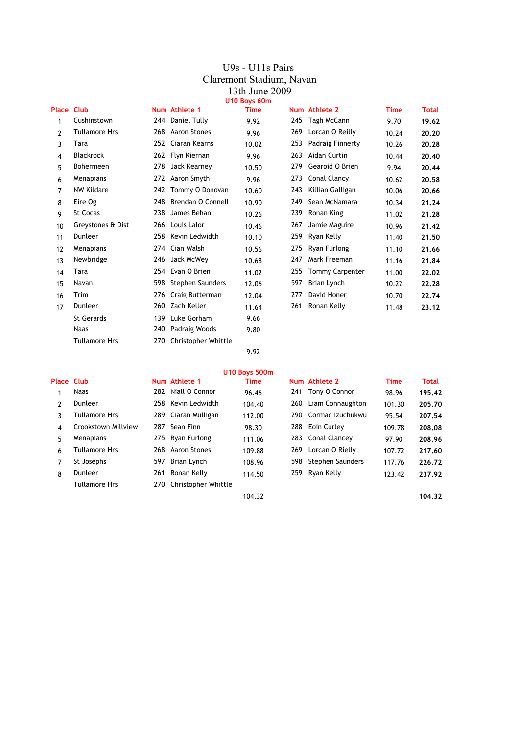# U9s - U11s Pairs
## Claremont Stadium, Navan
## 13th June 2009

### U10 Boys 60m

| Place | Club | Num | Athlete 1 | Time | Num | Athlete 2 | Time | Total |
|---|---|---|---|---|---|---|---|---|
| 1 | Cushinstown | 244 | Daniel Tully | 9.92 | 245 | Tagh McCann | 9.70 | **19.62** |
| 2 | Tullamore Hrs | 268 | Aaron Stones | 9.96 | 269 | Lorcan O Reilly | 10.24 | **20.20** |
| 3 | Tara | 252 | Ciaran Kearns | 10.02 | 253 | Padraig Finnerty | 10.26 | **20.28** |
| 4 | Blackrock | 262 | Flyn Kiernan | 9.96 | 263 | Aidan Curtin | 10.44 | **20.40** |
| 5 | Bohermeen | 278 | Jack Kearney | 10.50 | 279 | Gearoid O Brien | 9.94 | **20.44** |
| 6 | Menapians | 272 | Aaron Smyth | 9.96 | 273 | Conal Clancy | 10.62 | **20.58** |
| 7 | NW Kildare | 242 | Tommy O Donovan | 10.60 | 243 | Killian Galligan | 10.06 | **20.66** |
| 8 | Eire Og | 248 | Brendan O Connell | 10.90 | 249 | Sean McNamara | 10.34 | **21.24** |
| 9 | St Cocas | 238 | James Behan | 10.26 | 239 | Ronan King | 11.02 | **21.28** |
| 10 | Greystones & Dist | 266 | Louis Lalor | 10.46 | 267 | Jamie Maguire | 10.96 | **21.42** |
| 11 | Dunleer | 258 | Kevin Ledwidth | 10.10 | 259 | Ryan Kelly | 11.40 | **21.50** |
| 12 | Menapians | 274 | Cian Walsh | 10.56 | 275 | Ryan Furlong | 11.10 | **21.66** |
| 13 | Newbridge | 246 | Jack McWey | 10.68 | 247 | Mark Freeman | 11.16 | **21.84** |
| 14 | Tara | 254 | Evan O Brien | 11.02 | 255 | Tommy Carpenter | 11.00 | **22.02** |
| 15 | Navan | 598 | Stephen Saunders | 12.06 | 597 | Brian Lynch | 10.22 | **22.28** |
| 16 | Trim | 276 | Craig Butterman | 12.04 | 277 | David Honer | 10.70 | **22.74** |
| 17 | Dunleer | 260 | Zach Keller | 11.64 | 261 | Ronan Kelly | 11.48 | **23.12** |
| | St Gerards | 139 | Luke Gorham | 9.66 | | | | |
| | Naas | 240 | Padraig Woods | 9.80 | | | | |
| | Tullamore Hrs | 270 | Christopher Whittle | | | | | |
| | | | | 9.92 | | | | |

### U10 Boys 500m

| Place | Club | Num | Athlete 1 | Time | Num | Athlete 2 | Time | Total |
|---|---|---|---|---|---|---|---|---|
| 1 | Naas | 282 | Niall O Connor | 96.46 | 241 | Tony O Connor | 98.96 | **195.42** |
| 2 | Dunleer | 258 | Kevin Ledwidth | 104.40 | 260 | Liam Connaughton | 101.30 | **205.70** |
| 3 | Tullamore Hrs | 289 | Ciaran Mulligan | 112.00 | 290 | Cormac Izuchukwu | 95.54 | **207.54** |
| 4 | Crookstown Millview | 287 | Sean Finn | 98.30 | 288 | Eoin Curley | 109.78 | **208.08** |
| 5 | Menapians | 275 | Ryan Furlong | 111.06 | 283 | Conal Clancey | 97.90 | **208.96** |
| 6 | Tullamore Hrs | 268 | Aaron Stones | 109.88 | 269 | Lorcan O Rielly | 107.72 | **217.60** |
| 7 | St Josephs | 597 | Brian Lynch | 108.96 | 598 | Stephen Saunders | 117.76 | **226.72** |
| 8 | Dunleer | 261 | Ronan Kelly | 114.50 | 259 | Ryan Kelly | 123.42 | **237.92** |
| | Tullamore Hrs | 270 | Christopher Whittle | | | | | |
| | | | | 104.32 | | | | **104.32** |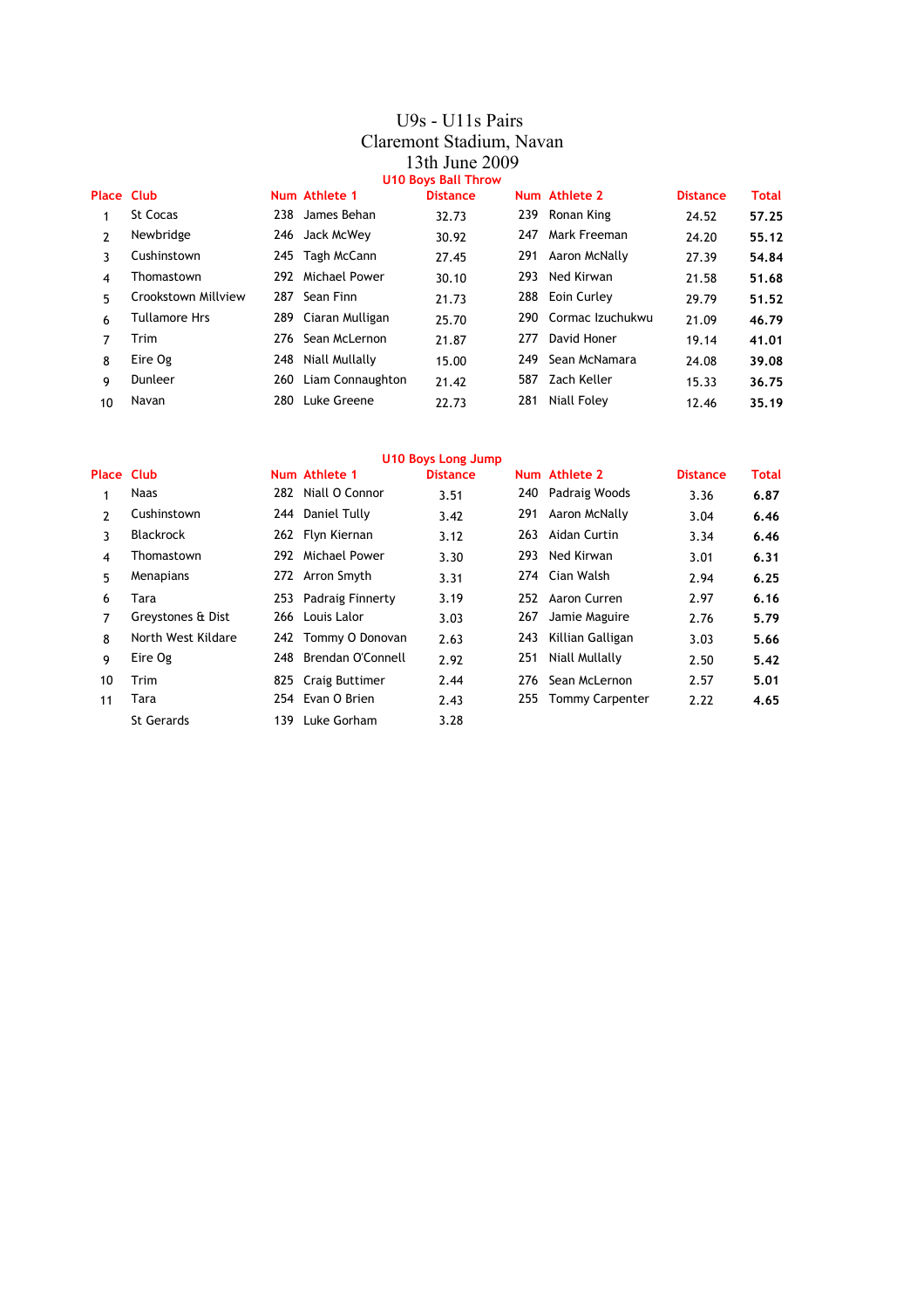# U9s - U11s Pairs
# Claremont Stadium, Navan
# 13th June 2009

## U10 Boys Ball Throw

| Place | Club | Num | Athlete 1 | Distance | Num | Athlete 2 | Distance | Total |
|---|---|---|---|---|---|---|---|---|
| 1 | St Cocas | 238 | James Behan | 32.73 | 239 | Ronan King | 24.52 | **57.25** |
| 2 | Newbridge | 246 | Jack McWey | 30.92 | 247 | Mark Freeman | 24.20 | **55.12** |
| 3 | Cushinstown | 245 | Tagh McCann | 27.45 | 291 | Aaron McNally | 27.39 | **54.84** |
| 4 | Thomastown | 292 | Michael Power | 30.10 | 293 | Ned Kirwan | 21.58 | **51.68** |
| 5 | Crookstown Millview | 287 | Sean Finn | 21.73 | 288 | Eoin Curley | 29.79 | **51.52** |
| 6 | Tullamore Hrs | 289 | Ciaran Mulligan | 25.70 | 290 | Cormac Izuchukwu | 21.09 | **46.79** |
| 7 | Trim | 276 | Sean McLernon | 21.87 | 277 | David Honer | 19.14 | **41.01** |
| 8 | Eire Og | 248 | Niall Mullally | 15.00 | 249 | Sean McNamara | 24.08 | **39.08** |
| 9 | Dunleer | 260 | Liam Connaughton | 21.42 | 587 | Zach Keller | 15.33 | **36.75** |
| 10 | Navan | 280 | Luke Greene | 22.73 | 281 | Niall Foley | 12.46 | **35.19** |

## U10 Boys Long Jump

| Place | Club | Num | Athlete 1 | Distance | Num | Athlete 2 | Distance | Total |
|---|---|---|---|---|---|---|---|---|
| 1 | Naas | 282 | Niall O Connor | 3.51 | 240 | Padraig Woods | 3.36 | **6.87** |
| 2 | Cushinstown | 244 | Daniel Tully | 3.42 | 291 | Aaron McNally | 3.04 | **6.46** |
| 3 | Blackrock | 262 | Flyn Kiernan | 3.12 | 263 | Aidan Curtin | 3.34 | **6.46** |
| 4 | Thomastown | 292 | Michael Power | 3.30 | 293 | Ned Kirwan | 3.01 | **6.31** |
| 5 | Menapians | 272 | Arron Smyth | 3.31 | 274 | Cian Walsh | 2.94 | **6.25** |
| 6 | Tara | 253 | Padraig Finnerty | 3.19 | 252 | Aaron Curren | 2.97 | **6.16** |
| 7 | Greystones & Dist | 266 | Louis Lalor | 3.03 | 267 | Jamie Maguire | 2.76 | **5.79** |
| 8 | North West Kildare | 242 | Tommy O Donovan | 2.63 | 243 | Killian Galligan | 3.03 | **5.66** |
| 9 | Eire Og | 248 | Brendan O'Connell | 2.92 | 251 | Niall Mullally | 2.50 | **5.42** |
| 10 | Trim | 825 | Craig Buttimer | 2.44 | 276 | Sean McLernon | 2.57 | **5.01** |
| 11 | Tara | 254 | Evan O Brien | 2.43 | 255 | Tommy Carpenter | 2.22 | **4.65** |
| | St Gerards | 139 | Luke Gorham | 3.28 | | | | |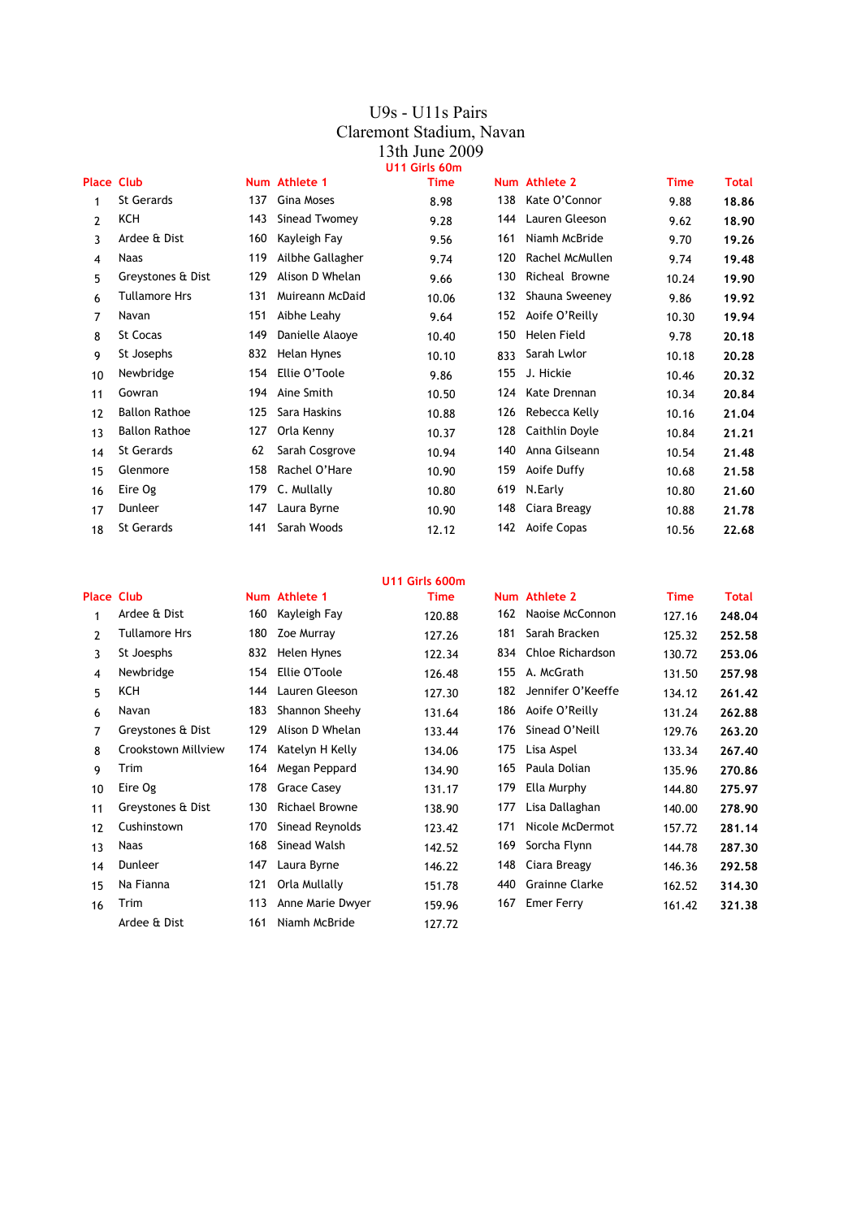# U9s - U11s Pairs

## Claremont Stadium, Navan

## 13th June 2009

### U11 Girls 60m

| Place | Club | Num | Athlete 1 | Time | Num | Athlete 2 | Time | Total |
|---|---|---|---|---|---|---|---|---|
| 1 | St Gerards | 137 | Gina Moses | 8.98 | 138 | Kate O'Connor | 9.88 | **18.86** |
| 2 | KCH | 143 | Sinead Twomey | 9.28 | 144 | Lauren Gleeson | 9.62 | **18.90** |
| 3 | Ardee & Dist | 160 | Kayleigh Fay | 9.56 | 161 | Niamh McBride | 9.70 | **19.26** |
| 4 | Naas | 119 | Ailbhe Gallagher | 9.74 | 120 | Rachel McMullen | 9.74 | **19.48** |
| 5 | Greystones & Dist | 129 | Alison D Whelan | 9.66 | 130 | Richeal Browne | 10.24 | **19.90** |
| 6 | Tullamore Hrs | 131 | Muireann McDaid | 10.06 | 132 | Shauna Sweeney | 9.86 | **19.92** |
| 7 | Navan | 151 | Aibhe Leahy | 9.64 | 152 | Aoife O'Reilly | 10.30 | **19.94** |
| 8 | St Cocas | 149 | Danielle Alaoye | 10.40 | 150 | Helen Field | 9.78 | **20.18** |
| 9 | St Josephs | 832 | Helan Hynes | 10.10 | 833 | Sarah Lwlor | 10.18 | **20.28** |
| 10 | Newbridge | 154 | Ellie O'Toole | 9.86 | 155 | J. Hickie | 10.46 | **20.32** |
| 11 | Gowran | 194 | Aine Smith | 10.50 | 124 | Kate Drennan | 10.34 | **20.84** |
| 12 | Ballon Rathoe | 125 | Sara Haskins | 10.88 | 126 | Rebecca Kelly | 10.16 | **21.04** |
| 13 | Ballon Rathoe | 127 | Orla Kenny | 10.37 | 128 | Caithlin Doyle | 10.84 | **21.21** |
| 14 | St Gerards | 62 | Sarah Cosgrove | 10.94 | 140 | Anna Gilseann | 10.54 | **21.48** |
| 15 | Glenmore | 158 | Rachel O'Hare | 10.90 | 159 | Aoife Duffy | 10.68 | **21.58** |
| 16 | Eire Og | 179 | C. Mullally | 10.80 | 619 | N.Early | 10.80 | **21.60** |
| 17 | Dunleer | 147 | Laura Byrne | 10.90 | 148 | Ciara Breagy | 10.88 | **21.78** |
| 18 | St Gerards | 141 | Sarah Woods | 12.12 | 142 | Aoife Copas | 10.56 | **22.68** |

### U11 Girls 600m

| Place | Club | Num | Athlete 1 | Time | Num | Athlete 2 | Time | Total |
|---|---|---|---|---|---|---|---|---|
| 1 | Ardee & Dist | 160 | Kayleigh Fay | 120.88 | 162 | Naoise McConnon | 127.16 | **248.04** |
| 2 | Tullamore Hrs | 180 | Zoe Murray | 127.26 | 181 | Sarah Bracken | 125.32 | **252.58** |
| 3 | St Joesphs | 832 | Helen Hynes | 122.34 | 834 | Chloe Richardson | 130.72 | **253.06** |
| 4 | Newbridge | 154 | Ellie O'Toole | 126.48 | 155 | A. McGrath | 131.50 | **257.98** |
| 5 | KCH | 144 | Lauren Gleeson | 127.30 | 182 | Jennifer O'Keeffe | 134.12 | **261.42** |
| 6 | Navan | 183 | Shannon Sheehy | 131.64 | 186 | Aoife O'Reilly | 131.24 | **262.88** |
| 7 | Greystones & Dist | 129 | Alison D Whelan | 133.44 | 176 | Sinead O'Neill | 129.76 | **263.20** |
| 8 | Crookstown Millview | 174 | Katelyn H Kelly | 134.06 | 175 | Lisa Aspel | 133.34 | **267.40** |
| 9 | Trim | 164 | Megan Peppard | 134.90 | 165 | Paula Dolian | 135.96 | **270.86** |
| 10 | Eire Og | 178 | Grace Casey | 131.17 | 179 | Ella Murphy | 144.80 | **275.97** |
| 11 | Greystones & Dist | 130 | Richael Browne | 138.90 | 177 | Lisa Dallaghan | 140.00 | **278.90** |
| 12 | Cushinstown | 170 | Sinead Reynolds | 123.42 | 171 | Nicole McDermot | 157.72 | **281.14** |
| 13 | Naas | 168 | Sinead Walsh | 142.52 | 169 | Sorcha Flynn | 144.78 | **287.30** |
| 14 | Dunleer | 147 | Laura Byrne | 146.22 | 148 | Ciara Breagy | 146.36 | **292.58** |
| 15 | Na Fianna | 121 | Orla Mullally | 151.78 | 440 | Grainne Clarke | 162.52 | **314.30** |
| 16 | Trim | 113 | Anne Marie Dwyer | 159.96 | 167 | Emer Ferry | 161.42 | **321.38** |
| | Ardee & Dist | 161 | Niamh McBride | 127.72 | | | | |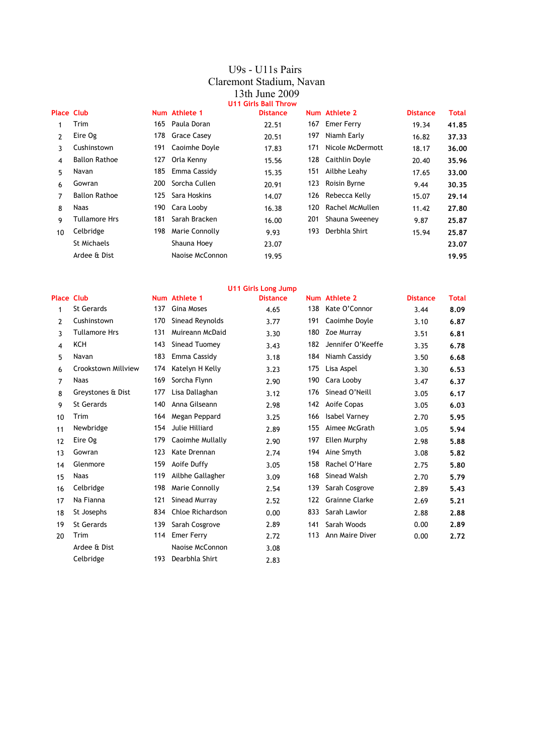# U9s - U11s Pairs
# Claremont Stadium, Navan
# 13th June 2009

## U11 Girls Ball Throw

| Place | Club | Num | Athlete 1 | Distance | Num | Athlete 2 | Distance | Total |
|---|---|---|---|---|---|---|---|---|
| 1 | Trim | 165 | Paula Doran | 22.51 | 167 | Emer Ferry | 19.34 | **41.85** |
| 2 | Eire Og | 178 | Grace Casey | 20.51 | 197 | Niamh Early | 16.82 | **37.33** |
| 3 | Cushinstown | 191 | Caoimhe Doyle | 17.83 | 171 | Nicole McDermott | 18.17 | **36.00** |
| 4 | Ballon Rathoe | 127 | Orla Kenny | 15.56 | 128 | Caithlin Doyle | 20.40 | **35.96** |
| 5 | Navan | 185 | Emma Cassidy | 15.35 | 151 | Ailbhe Leahy | 17.65 | **33.00** |
| 6 | Gowran | 200 | Sorcha Cullen | 20.91 | 123 | Roisin Byrne | 9.44 | **30.35** |
| 7 | Ballon Rathoe | 125 | Sara Hoskins | 14.07 | 126 | Rebecca Kelly | 15.07 | **29.14** |
| 8 | Naas | 190 | Cara Looby | 16.38 | 120 | Rachel McMullen | 11.42 | **27.80** |
| 9 | Tullamore Hrs | 181 | Sarah Bracken | 16.00 | 201 | Shauna Sweeney | 9.87 | **25.87** |
| 10 | Celbridge | 198 | Marie Connolly | 9.93 | 193 | Derbhla Shirt | 15.94 | **25.87** |
| | St Michaels | | Shauna Hoey | 23.07 | | | | **23.07** |
| | Ardee & Dist | | Naoise McConnon | 19.95 | | | | **19.95** |

## U11 Girls Long Jump

| Place | Club | Num | Athlete 1 | Distance | Num | Athlete 2 | Distance | Total |
|---|---|---|---|---|---|---|---|---|
| 1 | St Gerards | 137 | Gina Moses | 4.65 | 138 | Kate O'Connor | 3.44 | **8.09** |
| 2 | Cushinstown | 170 | Sinead Reynolds | 3.77 | 191 | Caoimhe Doyle | 3.10 | **6.87** |
| 3 | Tullamore Hrs | 131 | Muireann McDaid | 3.30 | 180 | Zoe Murray | 3.51 | **6.81** |
| 4 | KCH | 143 | Sinead Tuomey | 3.43 | 182 | Jennifer O'Keeffe | 3.35 | **6.78** |
| 5 | Navan | 183 | Emma Cassidy | 3.18 | 184 | Niamh Cassidy | 3.50 | **6.68** |
| 6 | Crookstown Millview | 174 | Katelyn H Kelly | 3.23 | 175 | Lisa Aspel | 3.30 | **6.53** |
| 7 | Naas | 169 | Sorcha Flynn | 2.90 | 190 | Cara Looby | 3.47 | **6.37** |
| 8 | Greystones & Dist | 177 | Lisa Dallaghan | 3.12 | 176 | Sinead O'Neill | 3.05 | **6.17** |
| 9 | St Gerards | 140 | Anna Gilseann | 2.98 | 142 | Aoife Copas | 3.05 | **6.03** |
| 10 | Trim | 164 | Megan Peppard | 3.25 | 166 | Isabel Varney | 2.70 | **5.95** |
| 11 | Newbridge | 154 | Julie Hilliard | 2.89 | 155 | Aimee McGrath | 3.05 | **5.94** |
| 12 | Eire Og | 179 | Caoimhe Mullally | 2.90 | 197 | Ellen Murphy | 2.98 | **5.88** |
| 13 | Gowran | 123 | Kate Drennan | 2.74 | 194 | Aine Smyth | 3.08 | **5.82** |
| 14 | Glenmore | 159 | Aoife Duffy | 3.05 | 158 | Rachel O'Hare | 2.75 | **5.80** |
| 15 | Naas | 119 | Ailbhe Gallagher | 3.09 | 168 | Sinead Walsh | 2.70 | **5.79** |
| 16 | Celbridge | 198 | Marie Connolly | 2.54 | 139 | Sarah Cosgrove | 2.89 | **5.43** |
| 17 | Na Fianna | 121 | Sinead Murray | 2.52 | 122 | Grainne Clarke | 2.69 | **5.21** |
| 18 | St Josephs | 834 | Chloe Richardson | 0.00 | 833 | Sarah Lawlor | 2.88 | **2.88** |
| 19 | St Gerards | 139 | Sarah Cosgrove | 2.89 | 141 | Sarah Woods | 0.00 | **2.89** |
| 20 | Trim | 114 | Emer Ferry | 2.72 | 113 | Ann Maire Diver | 0.00 | **2.72** |
| | Ardee & Dist | | Naoise McConnon | 3.08 | | | | |
| | Celbridge | 193 | Dearbhla Shirt | 2.83 | | | | |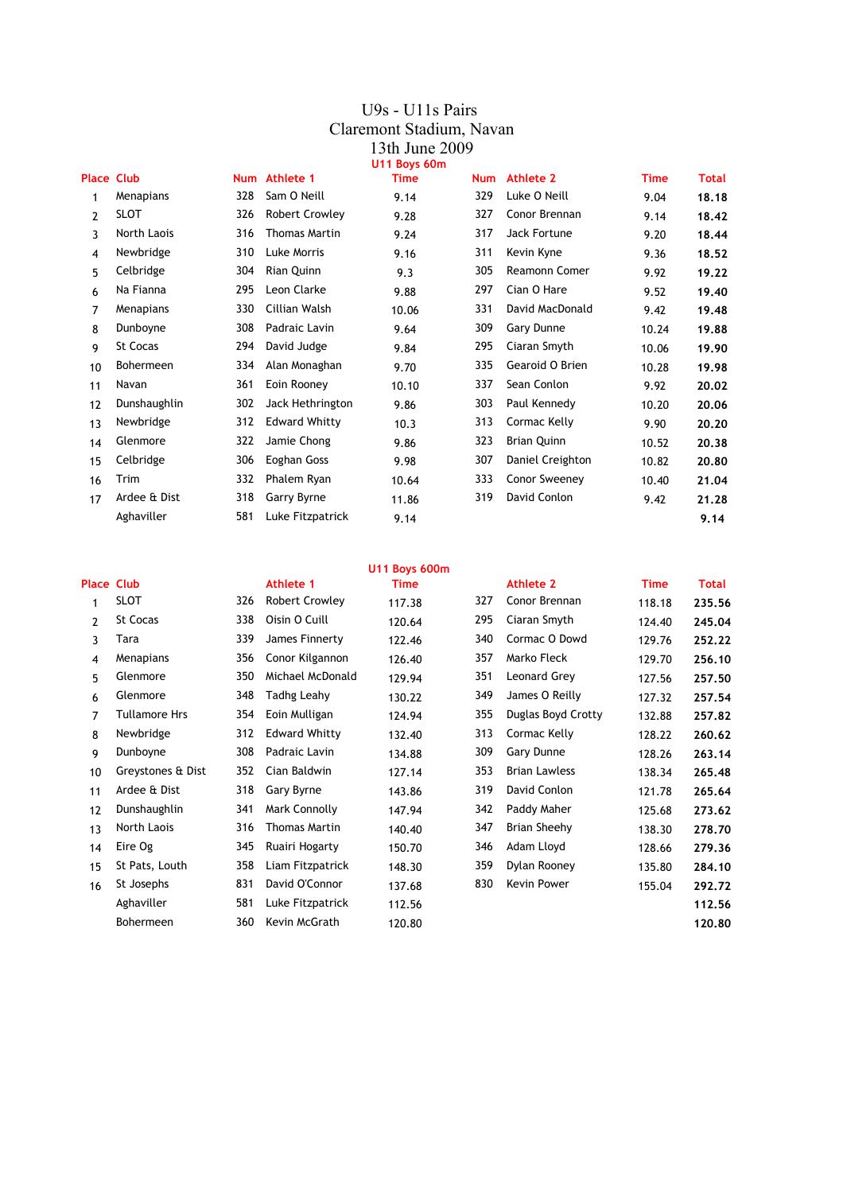# U9s - U11s Pairs

## Claremont Stadium, Navan

## 13th June 2009

### U11 Boys 60m

| Place | Club | Num | Athlete 1 | Time | Num | Athlete 2 | Time | Total |
|---|---|---|---|---|---|---|---|---|
| 1 | Menapians | 328 | Sam O Neill | 9.14 | 329 | Luke O Neill | 9.04 | **18.18** |
| 2 | SLOT | 326 | Robert Crowley | 9.28 | 327 | Conor Brennan | 9.14 | **18.42** |
| 3 | North Laois | 316 | Thomas Martin | 9.24 | 317 | Jack Fortune | 9.20 | **18.44** |
| 4 | Newbridge | 310 | Luke Morris | 9.16 | 311 | Kevin Kyne | 9.36 | **18.52** |
| 5 | Celbridge | 304 | Rian Quinn | 9.3 | 305 | Reamonn Comer | 9.92 | **19.22** |
| 6 | Na Fianna | 295 | Leon Clarke | 9.88 | 297 | Cian O Hare | 9.52 | **19.40** |
| 7 | Menapians | 330 | Cillian Walsh | 10.06 | 331 | David MacDonald | 9.42 | **19.48** |
| 8 | Dunboyne | 308 | Padraic Lavin | 9.64 | 309 | Gary Dunne | 10.24 | **19.88** |
| 9 | St Cocas | 294 | David Judge | 9.84 | 295 | Ciaran Smyth | 10.06 | **19.90** |
| 10 | Bohermeen | 334 | Alan Monaghan | 9.70 | 335 | Gearoid O Brien | 10.28 | **19.98** |
| 11 | Navan | 361 | Eoin Rooney | 10.10 | 337 | Sean Conlon | 9.92 | **20.02** |
| 12 | Dunshaughlin | 302 | Jack Hethrington | 9.86 | 303 | Paul Kennedy | 10.20 | **20.06** |
| 13 | Newbridge | 312 | Edward Whitty | 10.3 | 313 | Cormac Kelly | 9.90 | **20.20** |
| 14 | Glenmore | 322 | Jamie Chong | 9.86 | 323 | Brian Quinn | 10.52 | **20.38** |
| 15 | Celbridge | 306 | Eoghan Goss | 9.98 | 307 | Daniel Creighton | 10.82 | **20.80** |
| 16 | Trim | 332 | Phalem Ryan | 10.64 | 333 | Conor Sweeney | 10.40 | **21.04** |
| 17 | Ardee & Dist | 318 | Garry Byrne | 11.86 | 319 | David Conlon | 9.42 | **21.28** |
|  | Aghaviller | 581 | Luke Fitzpatrick | 9.14 |  |  |  | **9.14** |

### U11 Boys 600m

| Place | Club |  | Athlete 1 | Time |  | Athlete 2 | Time | Total |
|---|---|---|---|---|---|---|---|---|
| 1 | SLOT | 326 | Robert Crowley | 117.38 | 327 | Conor Brennan | 118.18 | **235.56** |
| 2 | St Cocas | 338 | Oisin O Cuill | 120.64 | 295 | Ciaran Smyth | 124.40 | **245.04** |
| 3 | Tara | 339 | James Finnerty | 122.46 | 340 | Cormac O Dowd | 129.76 | **252.22** |
| 4 | Menapians | 356 | Conor Kilgannon | 126.40 | 357 | Marko Fleck | 129.70 | **256.10** |
| 5 | Glenmore | 350 | Michael McDonald | 129.94 | 351 | Leonard Grey | 127.56 | **257.50** |
| 6 | Glenmore | 348 | Tadhg Leahy | 130.22 | 349 | James O Reilly | 127.32 | **257.54** |
| 7 | Tullamore Hrs | 354 | Eoin Mulligan | 124.94 | 355 | Duglas Boyd Crotty | 132.88 | **257.82** |
| 8 | Newbridge | 312 | Edward Whitty | 132.40 | 313 | Cormac Kelly | 128.22 | **260.62** |
| 9 | Dunboyne | 308 | Padraic Lavin | 134.88 | 309 | Gary Dunne | 128.26 | **263.14** |
| 10 | Greystones & Dist | 352 | Cian Baldwin | 127.14 | 353 | Brian Lawless | 138.34 | **265.48** |
| 11 | Ardee & Dist | 318 | Gary Byrne | 143.86 | 319 | David Conlon | 121.78 | **265.64** |
| 12 | Dunshaughlin | 341 | Mark Connolly | 147.94 | 342 | Paddy Maher | 125.68 | **273.62** |
| 13 | North Laois | 316 | Thomas Martin | 140.40 | 347 | Brian Sheehy | 138.30 | **278.70** |
| 14 | Eire Og | 345 | Ruairi Hogarty | 150.70 | 346 | Adam Lloyd | 128.66 | **279.36** |
| 15 | St Pats, Louth | 358 | Liam Fitzpatrick | 148.30 | 359 | Dylan Rooney | 135.80 | **284.10** |
| 16 | St Josephs | 831 | David O'Connor | 137.68 | 830 | Kevin Power | 155.04 | **292.72** |
|  | Aghaviller | 581 | Luke Fitzpatrick | 112.56 |  |  |  | **112.56** |
|  | Bohermeen | 360 | Kevin McGrath | 120.80 |  |  |  | **120.80** |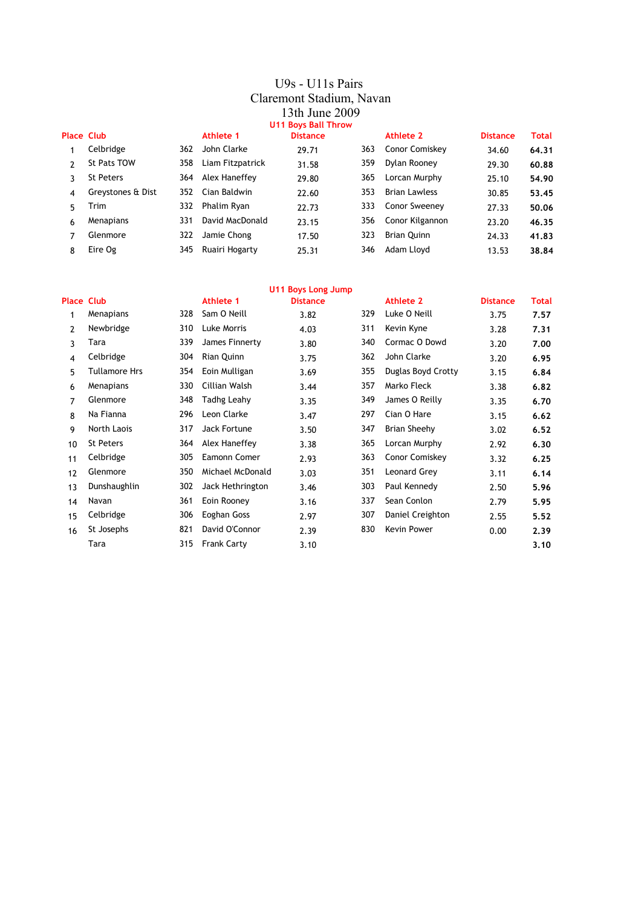# U9s - U11s Pairs
# Claremont Stadium, Navan
# 13th June 2009

## U11 Boys Ball Throw

| Place | Club | | Athlete 1 | Distance | | Athlete 2 | Distance | Total |
|---|---|---|---|---|---|---|---|---|
| 1 | Celbridge | 362 | John Clarke | 29.71 | 363 | Conor Comiskey | 34.60 | **64.31** |
| 2 | St Pats TOW | 358 | Liam Fitzpatrick | 31.58 | 359 | Dylan Rooney | 29.30 | **60.88** |
| 3 | St Peters | 364 | Alex Haneffey | 29.80 | 365 | Lorcan Murphy | 25.10 | **54.90** |
| 4 | Greystones & Dist | 352 | Cian Baldwin | 22.60 | 353 | Brian Lawless | 30.85 | **53.45** |
| 5 | Trim | 332 | Phalim Ryan | 22.73 | 333 | Conor Sweeney | 27.33 | **50.06** |
| 6 | Menapians | 331 | David MacDonald | 23.15 | 356 | Conor Kilgannon | 23.20 | **46.35** |
| 7 | Glenmore | 322 | Jamie Chong | 17.50 | 323 | Brian Quinn | 24.33 | **41.83** |
| 8 | Eire Og | 345 | Ruairi Hogarty | 25.31 | 346 | Adam Lloyd | 13.53 | **38.84** |

## U11 Boys Long Jump

| Place | Club | | Athlete 1 | Distance | | Athlete 2 | Distance | Total |
|---|---|---|---|---|---|---|---|---|
| 1 | Menapians | 328 | Sam O Neill | 3.82 | 329 | Luke O Neill | 3.75 | **7.57** |
| 2 | Newbridge | 310 | Luke Morris | 4.03 | 311 | Kevin Kyne | 3.28 | **7.31** |
| 3 | Tara | 339 | James Finnerty | 3.80 | 340 | Cormac O Dowd | 3.20 | **7.00** |
| 4 | Celbridge | 304 | Rian Quinn | 3.75 | 362 | John Clarke | 3.20 | **6.95** |
| 5 | Tullamore Hrs | 354 | Eoin Mulligan | 3.69 | 355 | Duglas Boyd Crotty | 3.15 | **6.84** |
| 6 | Menapians | 330 | Cillian Walsh | 3.44 | 357 | Marko Fleck | 3.38 | **6.82** |
| 7 | Glenmore | 348 | Tadhg Leahy | 3.35 | 349 | James O Reilly | 3.35 | **6.70** |
| 8 | Na Fianna | 296 | Leon Clarke | 3.47 | 297 | Cian O Hare | 3.15 | **6.62** |
| 9 | North Laois | 317 | Jack Fortune | 3.50 | 347 | Brian Sheehy | 3.02 | **6.52** |
| 10 | St Peters | 364 | Alex Haneffey | 3.38 | 365 | Lorcan Murphy | 2.92 | **6.30** |
| 11 | Celbridge | 305 | Eamonn Comer | 2.93 | 363 | Conor Comiskey | 3.32 | **6.25** |
| 12 | Glenmore | 350 | Michael McDonald | 3.03 | 351 | Leonard Grey | 3.11 | **6.14** |
| 13 | Dunshaughlin | 302 | Jack Hethrington | 3.46 | 303 | Paul Kennedy | 2.50 | **5.96** |
| 14 | Navan | 361 | Eoin Rooney | 3.16 | 337 | Sean Conlon | 2.79 | **5.95** |
| 15 | Celbridge | 306 | Eoghan Goss | 2.97 | 307 | Daniel Creighton | 2.55 | **5.52** |
| 16 | St Josephs | 821 | David O'Connor | 2.39 | 830 | Kevin Power | 0.00 | **2.39** |
| | Tara | 315 | Frank Carty | 3.10 | | | | **3.10** |